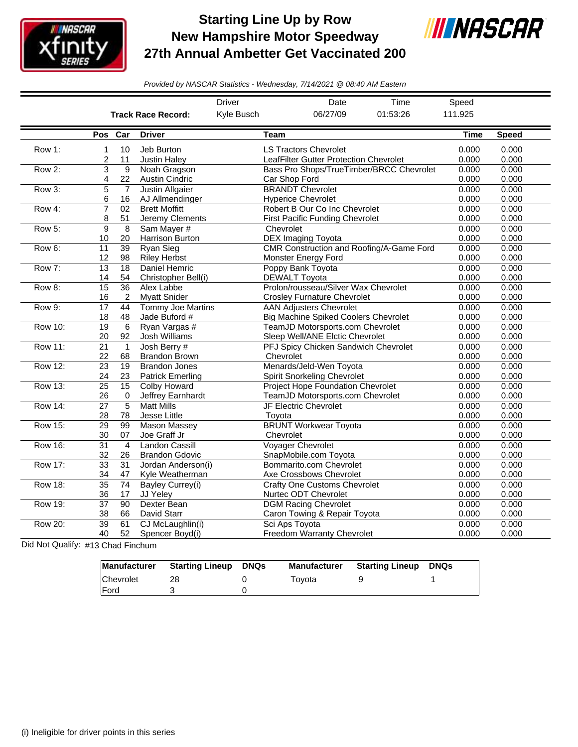# Starting Line Up by Row
## New Hampshire Motor Speedway
## 27th Annual Ambetter Get Vaccinated 200

*Provided by NASCAR Statistics - Wednesday, 7/14/2021 @ 08:40 AM Eastern*

| | Driver | Date | Time | Speed |
|---|---|---|---|---|
| **Track Race Record:** | Kyle Busch | 06/27/09 | 01:53:26 | 111.925 |

| | Pos | Car | Driver | Team | Time | Speed |
|---|---|---|---|---|---|---|
| Row 1: | 1 | 10 | Jeb Burton | LS Tractors Chevrolet | 0.000 | 0.000 |
| | 2 | 11 | Justin Haley | LeafFilter Gutter Protection Chevrolet | 0.000 | 0.000 |
| Row 2: | 3 | 9 | Noah Gragson | Bass Pro Shops/TrueTimber/BRCC Chevrolet | 0.000 | 0.000 |
| | 4 | 22 | Austin Cindric | Car Shop Ford | 0.000 | 0.000 |
| Row 3: | 5 | 7 | Justin Allgaier | BRANDT Chevrolet | 0.000 | 0.000 |
| | 6 | 16 | AJ Allmendinger | Hyperice Chevrolet | 0.000 | 0.000 |
| Row 4: | 7 | 02 | Brett Moffitt | Robert B Our Co Inc Chevrolet | 0.000 | 0.000 |
| | 8 | 51 | Jeremy Clements | First Pacific Funding Chevrolet | 0.000 | 0.000 |
| Row 5: | 9 | 8 | Sam Mayer # | Chevrolet | 0.000 | 0.000 |
| | 10 | 20 | Harrison Burton | DEX Imaging Toyota | 0.000 | 0.000 |
| Row 6: | 11 | 39 | Ryan Sieg | CMR Construction and Roofing/A-Game Ford | 0.000 | 0.000 |
| | 12 | 98 | Riley Herbst | Monster Energy Ford | 0.000 | 0.000 |
| Row 7: | 13 | 18 | Daniel Hemric | Poppy Bank Toyota | 0.000 | 0.000 |
| | 14 | 54 | Christopher Bell(i) | DEWALT Toyota | 0.000 | 0.000 |
| Row 8: | 15 | 36 | Alex Labbe | Prolon/rousseau/Silver Wax Chevrolet | 0.000 | 0.000 |
| | 16 | 2 | Myatt Snider | Crosley Furnature Chevrolet | 0.000 | 0.000 |
| Row 9: | 17 | 44 | Tommy Joe Martins | AAN Adjusters Chevrolet | 0.000 | 0.000 |
| | 18 | 48 | Jade Buford # | Big Machine Spiked Coolers Chevrolet | 0.000 | 0.000 |
| Row 10: | 19 | 6 | Ryan Vargas # | TeamJD Motorsports.com Chevrolet | 0.000 | 0.000 |
| | 20 | 92 | Josh Williams | Sleep Well/ANE Elctic Chevrolet | 0.000 | 0.000 |
| Row 11: | 21 | 1 | Josh Berry # | PFJ Spicy Chicken Sandwich Chevrolet | 0.000 | 0.000 |
| | 22 | 68 | Brandon Brown | Chevrolet | 0.000 | 0.000 |
| Row 12: | 23 | 19 | Brandon Jones | Menards/Jeld-Wen Toyota | 0.000 | 0.000 |
| | 24 | 23 | Patrick Emerling | Spirit Snorkeling Chevrolet | 0.000 | 0.000 |
| Row 13: | 25 | 15 | Colby Howard | Project Hope Foundation Chevrolet | 0.000 | 0.000 |
| | 26 | 0 | Jeffrey Earnhardt | TeamJD Motorsports.com Chevrolet | 0.000 | 0.000 |
| Row 14: | 27 | 5 | Matt Mills | JF Electric Chevrolet | 0.000 | 0.000 |
| | 28 | 78 | Jesse Little | Toyota | 0.000 | 0.000 |
| Row 15: | 29 | 99 | Mason Massey | BRUNT Workwear Toyota | 0.000 | 0.000 |
| | 30 | 07 | Joe Graff Jr | Chevrolet | 0.000 | 0.000 |
| Row 16: | 31 | 4 | Landon Cassill | Voyager Chevrolet | 0.000 | 0.000 |
| | 32 | 26 | Brandon Gdovic | SnapMobile.com Toyota | 0.000 | 0.000 |
| Row 17: | 33 | 31 | Jordan Anderson(i) | Bommarito.com Chevrolet | 0.000 | 0.000 |
| | 34 | 47 | Kyle Weatherman | Axe Crossbows Chevrolet | 0.000 | 0.000 |
| Row 18: | 35 | 74 | Bayley Currey(i) | Crafty One Customs Chevrolet | 0.000 | 0.000 |
| | 36 | 17 | JJ Yeley | Nurtec ODT Chevrolet | 0.000 | 0.000 |
| Row 19: | 37 | 90 | Dexter Bean | DGM Racing Chevrolet | 0.000 | 0.000 |
| | 38 | 66 | David Starr | Caron Towing & Repair Toyota | 0.000 | 0.000 |
| Row 20: | 39 | 61 | CJ McLaughlin(i) | Sci Aps Toyota | 0.000 | 0.000 |
| | 40 | 52 | Spencer Boyd(i) | Freedom Warranty Chevrolet | 0.000 | 0.000 |

Did Not Qualify: #13 Chad Finchum

| Manufacturer | Starting Lineup | DNQs | Manufacturer | Starting Lineup | DNQs |
|---|---|---|---|---|---|
| Chevrolet | 28 | 0 | Toyota | 9 | 1 |
| Ford | 3 | 0 | | | |

(i) Ineligible for driver points in this series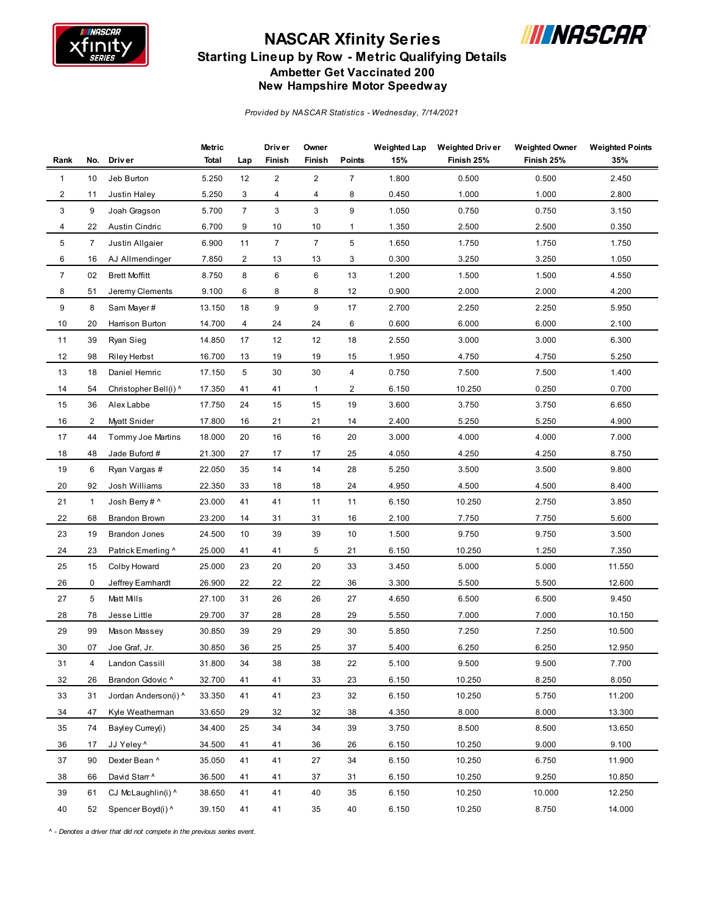# NASCAR Xfinity Series

## Starting Lineup by Row - Metric Qualifying Details

### Ambetter Get Vaccinated 200

### New Hampshire Motor Speedway

*Provided by NASCAR Statistics - Wednesday, 7/14/2021*

| Rank | No. | Driver | Metric Total | Lap | Driver Finish | Owner Finish | Points | Weighted Lap 15% | Weighted Driver Finish 25% | Weighted Owner Finish 25% | Weighted Points 35% |
|---|---|---|---|---|---|---|---|---|---|---|---|
| 1 | 10 | Jeb Burton | 5.250 | 12 | 2 | 2 | 7 | 1.800 | 0.500 | 0.500 | 2.450 |
| 2 | 11 | Justin Haley | 5.250 | 3 | 4 | 4 | 8 | 0.450 | 1.000 | 1.000 | 2.800 |
| 3 | 9 | Joah Gragson | 5.700 | 7 | 3 | 3 | 9 | 1.050 | 0.750 | 0.750 | 3.150 |
| 4 | 22 | Austin Cindric | 6.700 | 9 | 10 | 10 | 1 | 1.350 | 2.500 | 2.500 | 0.350 |
| 5 | 7 | Justin Allgaier | 6.900 | 11 | 7 | 7 | 5 | 1.650 | 1.750 | 1.750 | 1.750 |
| 6 | 16 | AJ Allmendinger | 7.850 | 2 | 13 | 13 | 3 | 0.300 | 3.250 | 3.250 | 1.050 |
| 7 | 02 | Brett Moffitt | 8.750 | 8 | 6 | 6 | 13 | 1.200 | 1.500 | 1.500 | 4.550 |
| 8 | 51 | Jeremy Clements | 9.100 | 6 | 8 | 8 | 12 | 0.900 | 2.000 | 2.000 | 4.200 |
| 9 | 8 | Sam Mayer # | 13.150 | 18 | 9 | 9 | 17 | 2.700 | 2.250 | 2.250 | 5.950 |
| 10 | 20 | Harrison Burton | 14.700 | 4 | 24 | 24 | 6 | 0.600 | 6.000 | 6.000 | 2.100 |
| 11 | 39 | Ryan Sieg | 14.850 | 17 | 12 | 12 | 18 | 2.550 | 3.000 | 3.000 | 6.300 |
| 12 | 98 | Riley Herbst | 16.700 | 13 | 19 | 19 | 15 | 1.950 | 4.750 | 4.750 | 5.250 |
| 13 | 18 | Daniel Hemric | 17.150 | 5 | 30 | 30 | 4 | 0.750 | 7.500 | 7.500 | 1.400 |
| 14 | 54 | Christopher Bell(i) ^ | 17.350 | 41 | 41 | 1 | 2 | 6.150 | 10.250 | 0.250 | 0.700 |
| 15 | 36 | Alex Labbe | 17.750 | 24 | 15 | 15 | 19 | 3.600 | 3.750 | 3.750 | 6.650 |
| 16 | 2 | Myatt Snider | 17.800 | 16 | 21 | 21 | 14 | 2.400 | 5.250 | 5.250 | 4.900 |
| 17 | 44 | Tommy Joe Martins | 18.000 | 20 | 16 | 16 | 20 | 3.000 | 4.000 | 4.000 | 7.000 |
| 18 | 48 | Jade Buford # | 21.300 | 27 | 17 | 17 | 25 | 4.050 | 4.250 | 4.250 | 8.750 |
| 19 | 6 | Ryan Vargas # | 22.050 | 35 | 14 | 14 | 28 | 5.250 | 3.500 | 3.500 | 9.800 |
| 20 | 92 | Josh Williams | 22.350 | 33 | 18 | 18 | 24 | 4.950 | 4.500 | 4.500 | 8.400 |
| 21 | 1 | Josh Berry # ^ | 23.000 | 41 | 41 | 11 | 11 | 6.150 | 10.250 | 2.750 | 3.850 |
| 22 | 68 | Brandon Brown | 23.200 | 14 | 31 | 31 | 16 | 2.100 | 7.750 | 7.750 | 5.600 |
| 23 | 19 | Brandon Jones | 24.500 | 10 | 39 | 39 | 10 | 1.500 | 9.750 | 9.750 | 3.500 |
| 24 | 23 | Patrick Emerling ^ | 25.000 | 41 | 41 | 5 | 21 | 6.150 | 10.250 | 1.250 | 7.350 |
| 25 | 15 | Colby Howard | 25.000 | 23 | 20 | 20 | 33 | 3.450 | 5.000 | 5.000 | 11.550 |
| 26 | 0 | Jeffrey Earnhardt | 26.900 | 22 | 22 | 22 | 36 | 3.300 | 5.500 | 5.500 | 12.600 |
| 27 | 5 | Matt Mills | 27.100 | 31 | 26 | 26 | 27 | 4.650 | 6.500 | 6.500 | 9.450 |
| 28 | 78 | Jesse Little | 29.700 | 37 | 28 | 28 | 29 | 5.550 | 7.000 | 7.000 | 10.150 |
| 29 | 99 | Mason Massey | 30.850 | 39 | 29 | 29 | 30 | 5.850 | 7.250 | 7.250 | 10.500 |
| 30 | 07 | Joe Graf, Jr. | 30.850 | 36 | 25 | 25 | 37 | 5.400 | 6.250 | 6.250 | 12.950 |
| 31 | 4 | Landon Cassill | 31.800 | 34 | 38 | 38 | 22 | 5.100 | 9.500 | 9.500 | 7.700 |
| 32 | 26 | Brandon Gdovic ^ | 32.700 | 41 | 41 | 33 | 23 | 6.150 | 10.250 | 8.250 | 8.050 |
| 33 | 31 | Jordan Anderson(i) ^ | 33.350 | 41 | 41 | 23 | 32 | 6.150 | 10.250 | 5.750 | 11.200 |
| 34 | 47 | Kyle Weatherman | 33.650 | 29 | 32 | 32 | 38 | 4.350 | 8.000 | 8.000 | 13.300 |
| 35 | 74 | Bayley Currey(i) | 34.400 | 25 | 34 | 34 | 39 | 3.750 | 8.500 | 8.500 | 13.650 |
| 36 | 17 | JJ Yeley ^ | 34.500 | 41 | 41 | 36 | 26 | 6.150 | 10.250 | 9.000 | 9.100 |
| 37 | 90 | Dexter Bean ^ | 35.050 | 41 | 41 | 27 | 34 | 6.150 | 10.250 | 6.750 | 11.900 |
| 38 | 66 | David Starr ^ | 36.500 | 41 | 41 | 37 | 31 | 6.150 | 10.250 | 9.250 | 10.850 |
| 39 | 61 | CJ McLaughlin(i) ^ | 38.650 | 41 | 41 | 40 | 35 | 6.150 | 10.250 | 10.000 | 12.250 |
| 40 | 52 | Spencer Boyd(i) ^ | 39.150 | 41 | 41 | 35 | 40 | 6.150 | 10.250 | 8.750 | 14.000 |

*^ - Denotes a driver that did not compete in the previous series event.*